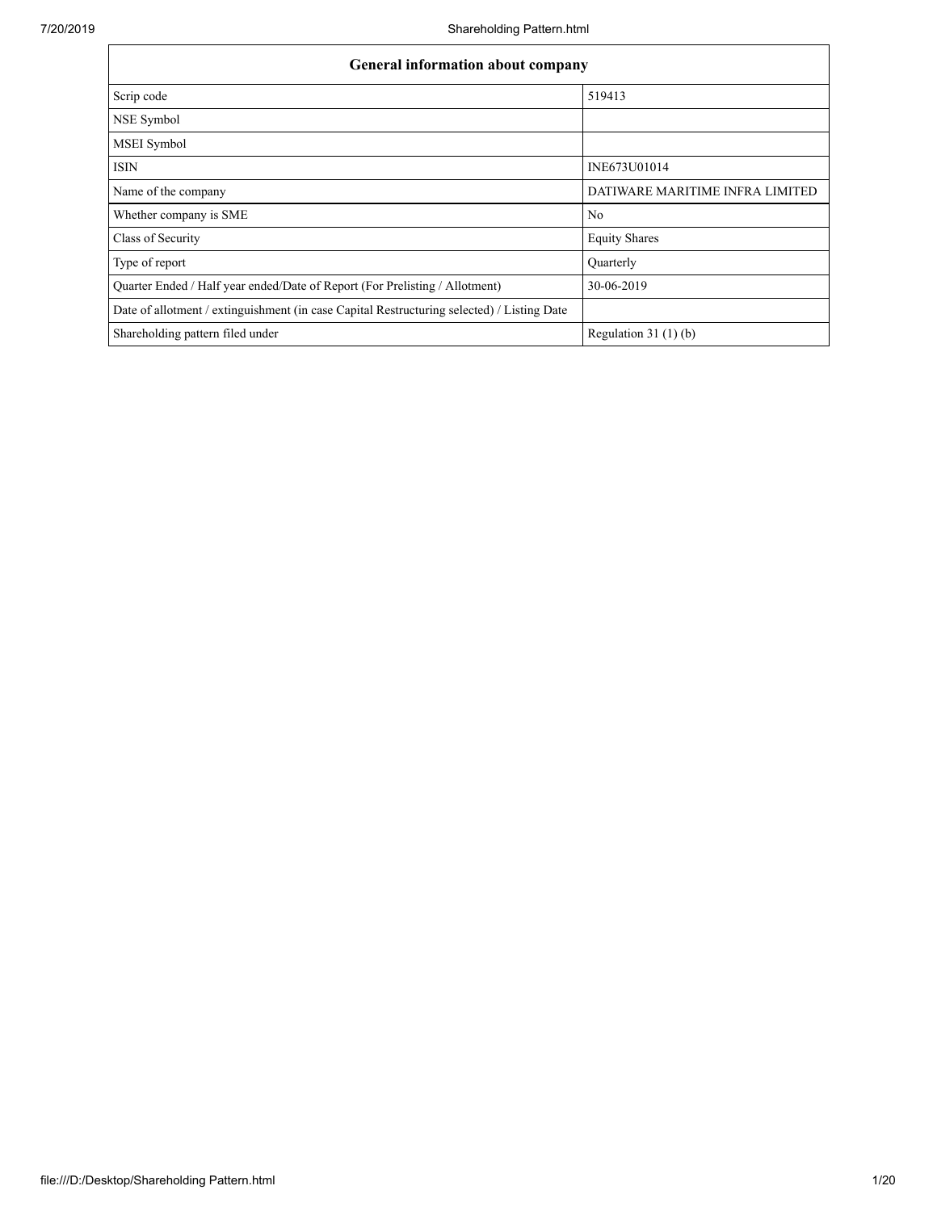| General information about company | |
| --- | --- |
| Scrip code | 519413 |
| NSE Symbol | |
| MSEI Symbol | |
| ISIN | INE673U01014 |
| Name of the company | DATIWARE MARITIME INFRA LIMITED |
| Whether company is SME | No |
| Class of Security | Equity Shares |
| Type of report | Quarterly |
| Quarter Ended / Half year ended/Date of Report (For Prelisting / Allotment) | 30-06-2019 |
| Date of allotment / extinguishment (in case Capital Restructuring selected) / Listing Date | |
| Shareholding pattern filed under | Regulation 31 (1) (b) |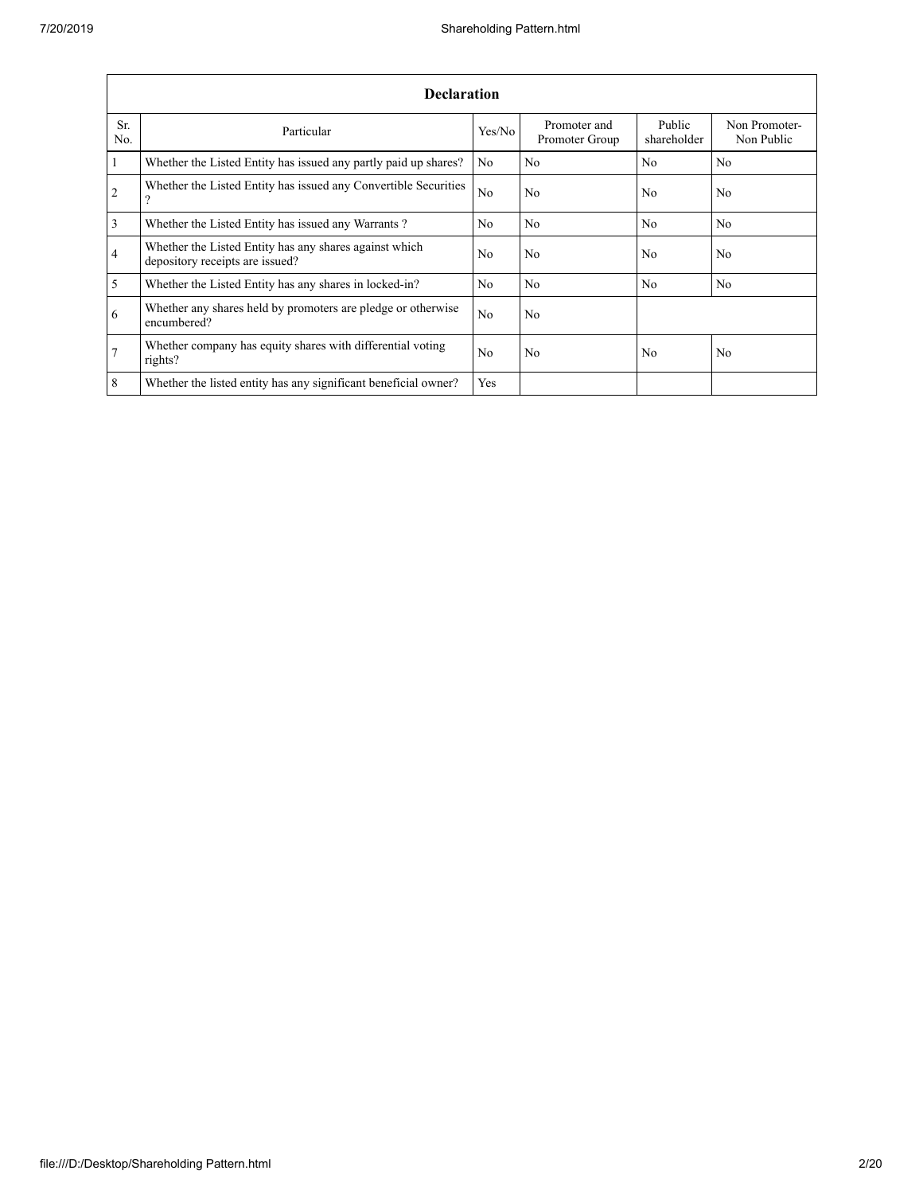| Declaration | | | | | |
|---|---|---|---|---|---|
| Sr. No. | Particular | Yes/No | Promoter and Promoter Group | Public shareholder | Non Promoter- Non Public |
| 1 | Whether the Listed Entity has issued any partly paid up shares? | No | No | No | No |
| 2 | Whether the Listed Entity has issued any Convertible Securities ? | No | No | No | No |
| 3 | Whether the Listed Entity has issued any Warrants ? | No | No | No | No |
| 4 | Whether the Listed Entity has any shares against which depository receipts are issued? | No | No | No | No |
| 5 | Whether the Listed Entity has any shares in locked-in? | No | No | No | No |
| 6 | Whether any shares held by promoters are pledge or otherwise encumbered? | No | No | | |
| 7 | Whether company has equity shares with differential voting rights? | No | No | No | No |
| 8 | Whether the listed entity has any significant beneficial owner? | Yes | | | |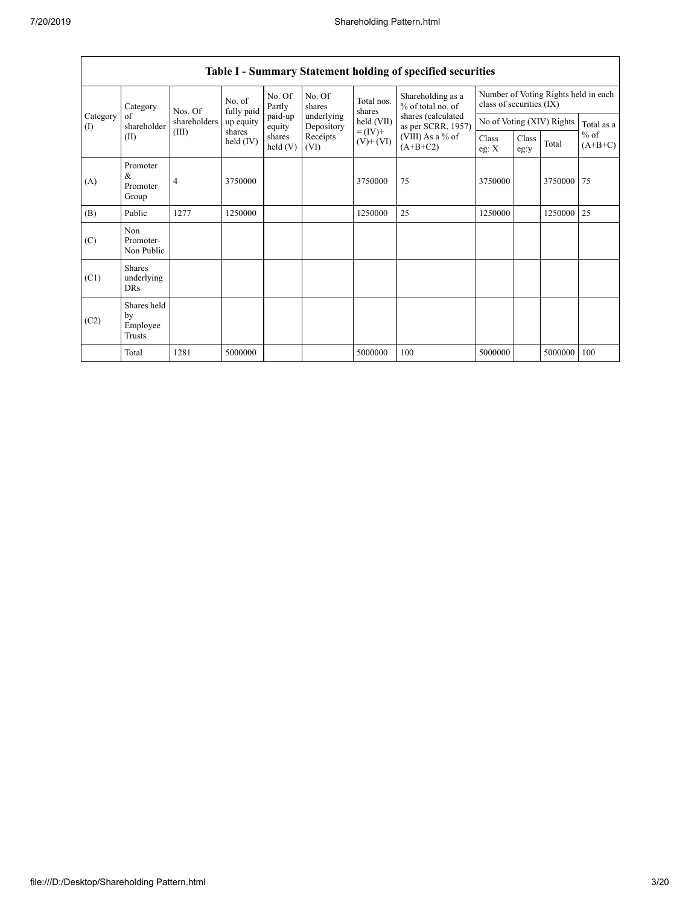| Table I - Summary Statement holding of specified securities | | | | | | | | | | | | |
|---|---|---|---|---|---|---|---|---|---|---|---|---|
| Category (I) | Category of shareholder (II) | Nos. Of shareholders (III) | No. of fully paid up equity shares held (IV) | No. Of Partly paid-up equity shares held (V) | No. Of shares underlying Depository Receipts (VI) | Total nos. shares held (VII) = (IV)+ (V)+ (VI) | Shareholding as a % of total no. of shares (calculated as per SCRR, 1957) (VIII) As a % of (A+B+C2) | Number of Voting Rights held in each class of securities (IX) | | | |
| | | | | | | | | No of Voting (XIV) Rights | | | Total as a % of (A+B+C) |
| | | | | | | | | Class eg: X | Class eg:y | Total | |
| (A) | Promoter & Promoter Group | 4 | 3750000 | | | 3750000 | 75 | 3750000 | | 3750000 | 75 |
| (B) | Public | 1277 | 1250000 | | | 1250000 | 25 | 1250000 | | 1250000 | 25 |
| (C) | Non Promoter- Non Public | | | | | | | | | | |
| (C1) | Shares underlying DRs | | | | | | | | | | |
| (C2) | Shares held by Employee Trusts | | | | | | | | | | |
| | Total | 1281 | 5000000 | | | 5000000 | 100 | 5000000 | | 5000000 | 100 |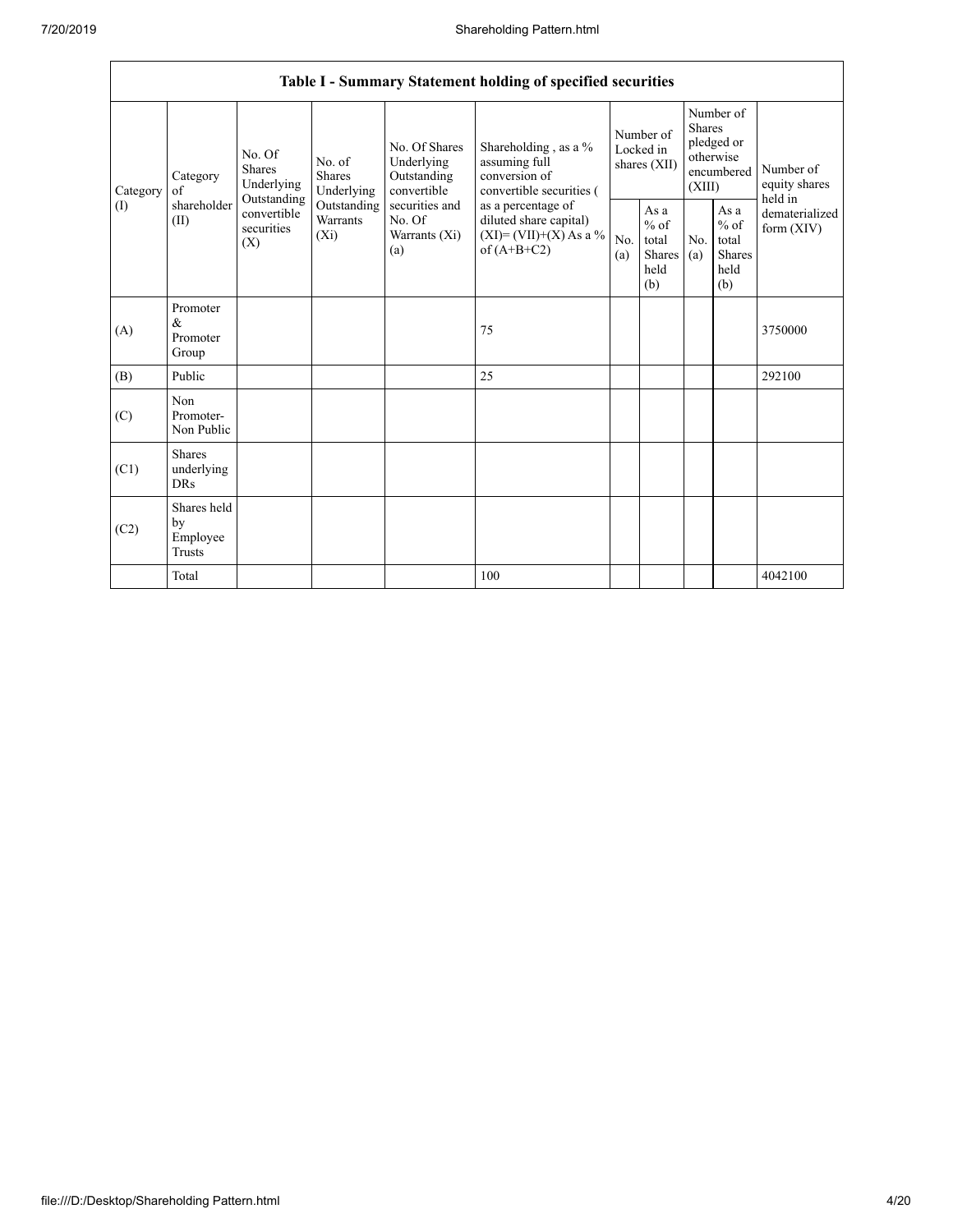| Table I - Summary Statement holding of specified securities | | | | | | | | | | | |
|---|---|---|---|---|---|---|---|---|---|---|---|
| Category (I) | Category of shareholder (II) | No. Of Shares Underlying Outstanding convertible securities (X) | No. of Shares Underlying Outstanding Warrants (Xi) | No. Of Shares Underlying Outstanding convertible securities and No. Of Warrants (Xi) (a) | Shareholding , as a % assuming full conversion of convertible securities ( as a percentage of diluted share capital) (XI)= (VII)+(X) As a % of (A+B+C2) | Number of Locked in shares (XII) | | Number of Shares pledged or otherwise encumbered (XIII) | | Number of equity shares held in dematerialized form (XIV) |
| | | | | | | No. (a) | As a % of total Shares held (b) | No. (a) | As a % of total Shares held (b) | |
| (A) | Promoter & Promoter Group | | | | 75 | | | | | 3750000 |
| (B) | Public | | | | 25 | | | | | 292100 |
| (C) | Non Promoter- Non Public | | | | | | | | | |
| (C1) | Shares underlying DRs | | | | | | | | | |
| (C2) | Shares held by Employee Trusts | | | | | | | | | |
| | Total | | | | 100 | | | | | 4042100 |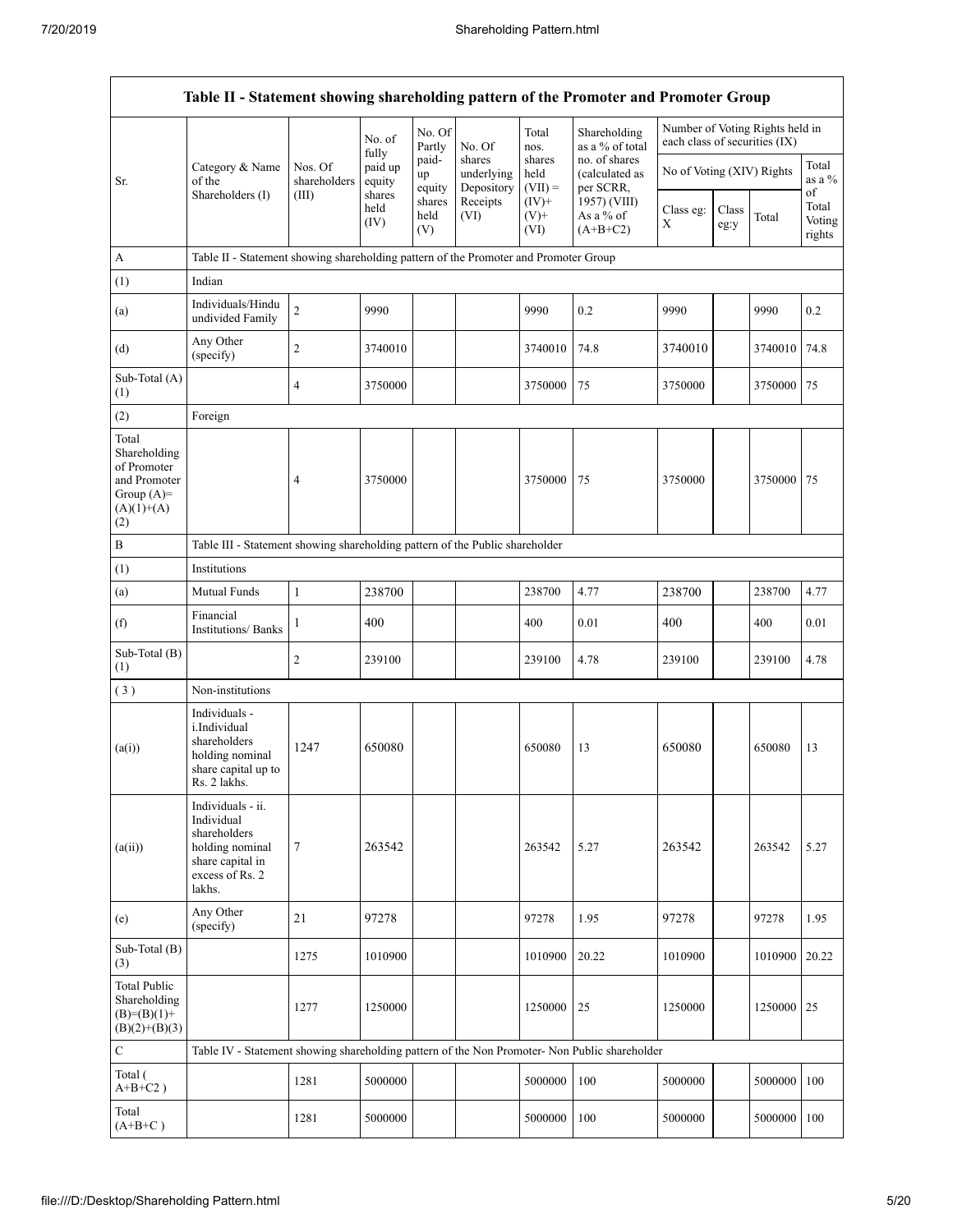| Table II - Statement showing shareholding pattern of the Promoter and Promoter Group | | | | | | | | | | | |
|---|---|---|---|---|---|---|---|---|---|---|---|
| Sr. | Category & Name of the Shareholders (I) | Nos. Of shareholders (III) | No. of fully paid up equity shares held (IV) | No. Of Partly paid-up equity shares held (V) | No. Of shares underlying Depository Receipts (VI) | Total nos. shares held (VII) = (IV)+ (V)+ (VI) | Shareholding as a % of total no. of shares (calculated as per SCRR, 1957) (VIII) As a % of (A+B+C2) | Number of Voting Rights held in each class of securities (IX) | | | |
| | | | | | | | | No of Voting (XIV) Rights | | | Total as a % of Total Voting rights |
| | | | | | | | | Class eg: X | Class eg:y | Total | |
| A | Table II - Statement showing shareholding pattern of the Promoter and Promoter Group | | | | | | | | | | |
| (1) | Indian | | | | | | | | | | |
| (a) | Individuals/Hindu undivided Family | 2 | 9990 | | | 9990 | 0.2 | 9990 | | 9990 | 0.2 |
| (d) | Any Other (specify) | 2 | 3740010 | | | 3740010 | 74.8 | 3740010 | | 3740010 | 74.8 |
| Sub-Total (A) (1) | | 4 | 3750000 | | | 3750000 | 75 | 3750000 | | 3750000 | 75 |
| (2) | Foreign | | | | | | | | | | |
| Total Shareholding of Promoter and Promoter Group (A)= (A)(1)+(A) (2) | | 4 | 3750000 | | | 3750000 | 75 | 3750000 | | 3750000 | 75 |
| B | Table III - Statement showing shareholding pattern of the Public shareholder | | | | | | | | | | |
| (1) | Institutions | | | | | | | | | | |
| (a) | Mutual Funds | 1 | 238700 | | | 238700 | 4.77 | 238700 | | 238700 | 4.77 |
| (f) | Financial Institutions/ Banks | 1 | 400 | | | 400 | 0.01 | 400 | | 400 | 0.01 |
| Sub-Total (B) (1) | | 2 | 239100 | | | 239100 | 4.78 | 239100 | | 239100 | 4.78 |
| (3) | Non-institutions | | | | | | | | | | |
| (a(i)) | Individuals - i.Individual shareholders holding nominal share capital up to Rs. 2 lakhs. | 1247 | 650080 | | | 650080 | 13 | 650080 | | 650080 | 13 |
| (a(ii)) | Individuals - ii. Individual shareholders holding nominal share capital in excess of Rs. 2 lakhs. | 7 | 263542 | | | 263542 | 5.27 | 263542 | | 263542 | 5.27 |
| (e) | Any Other (specify) | 21 | 97278 | | | 97278 | 1.95 | 97278 | | 97278 | 1.95 |
| Sub-Total (B) (3) | | 1275 | 1010900 | | | 1010900 | 20.22 | 1010900 | | 1010900 | 20.22 |
| Total Public Shareholding (B)=(B)(1)+ (B)(2)+(B)(3) | | 1277 | 1250000 | | | 1250000 | 25 | 1250000 | | 1250000 | 25 |
| C | Table IV - Statement showing shareholding pattern of the Non Promoter- Non Public shareholder | | | | | | | | | | |
| Total ( A+B+C2 ) | | 1281 | 5000000 | | | 5000000 | 100 | 5000000 | | 5000000 | 100 |
| Total (A+B+C ) | | 1281 | 5000000 | | | 5000000 | 100 | 5000000 | | 5000000 | 100 |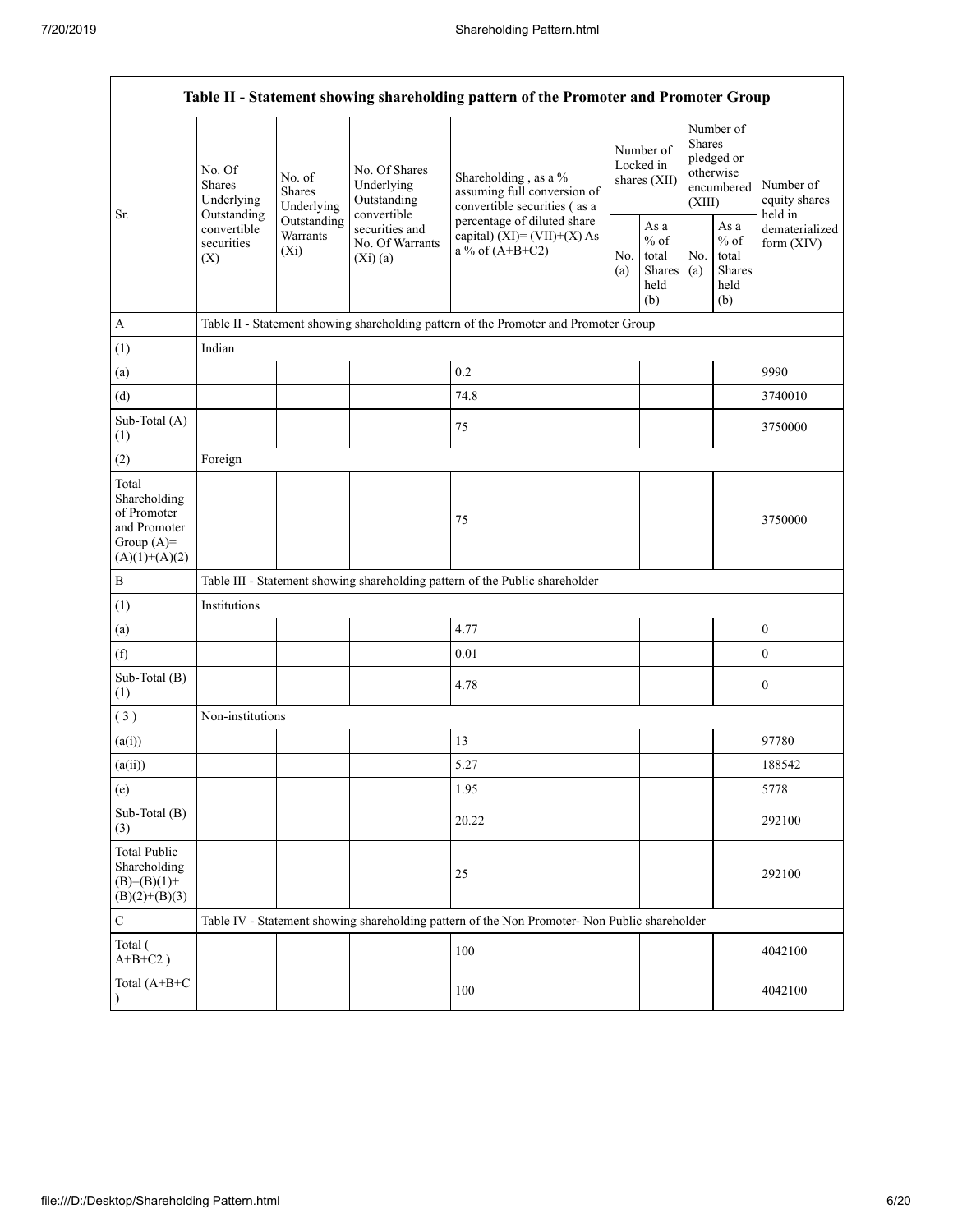| Table II - Statement showing shareholding pattern of the Promoter and Promoter Group | | | | | | | | | |
|---|---|---|---|---|---|---|---|---|---|
| Sr. | No. Of Shares Underlying Outstanding convertible securities (X) | No. of Shares Underlying Outstanding Warrants (Xi) | No. Of Shares Underlying Outstanding convertible securities and No. Of Warrants (Xi) (a) | Shareholding , as a % assuming full conversion of convertible securities ( as a percentage of diluted share capital) (XI)= (VII)+(X) As a % of (A+B+C2) | Number of Locked in shares (XII) | | Number of Shares pledged or otherwise encumbered (XIII) | | Number of equity shares held in dematerialized form (XIV) |
| | | | | | No. (a) | As a % of total Shares held (b) | No. (a) | As a % of total Shares held (b) | |
| A | Table II - Statement showing shareholding pattern of the Promoter and Promoter Group | | | | | | | | |
| (1) | Indian | | | | | | | | |
| (a) | | | | 0.2 | | | | | 9990 |
| (d) | | | | 74.8 | | | | | 3740010 |
| Sub-Total (A) (1) | | | | 75 | | | | | 3750000 |
| (2) | Foreign | | | | | | | | |
| Total Shareholding of Promoter and Promoter Group (A)= (A)(1)+(A)(2) | | | | 75 | | | | | 3750000 |
| B | Table III - Statement showing shareholding pattern of the Public shareholder | | | | | | | | |
| (1) | Institutions | | | | | | | | |
| (a) | | | | 4.77 | | | | | 0 |
| (f) | | | | 0.01 | | | | | 0 |
| Sub-Total (B) (1) | | | | 4.78 | | | | | 0 |
| ( 3 ) | Non-institutions | | | | | | | | |
| (a(i)) | | | | 13 | | | | | 97780 |
| (a(ii)) | | | | 5.27 | | | | | 188542 |
| (e) | | | | 1.95 | | | | | 5778 |
| Sub-Total (B) (3) | | | | 20.22 | | | | | 292100 |
| Total Public Shareholding (B)=(B)(1)+(B)(2)+(B)(3) | | | | 25 | | | | | 292100 |
| C | Table IV - Statement showing shareholding pattern of the Non Promoter- Non Public shareholder | | | | | | | | |
| Total ( A+B+C2 ) | | | | 100 | | | | | 4042100 |
| Total (A+B+C ) | | | | 100 | | | | | 4042100 |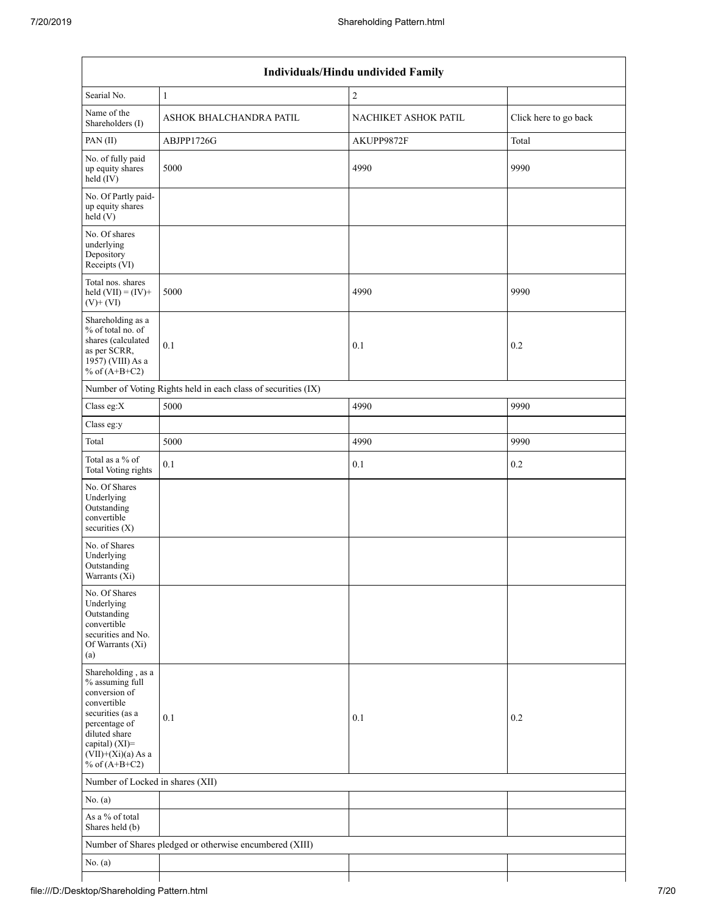| Individuals/Hindu undivided Family | | | |
|---|---|---|---|
| Searial No. | 1 | 2 | |
| Name of the Shareholders (I) | ASHOK BHALCHANDRA PATIL | NACHIKET ASHOK PATIL | Click here to go back |
| PAN (II) | ABJPP1726G | AKUPP9872F | Total |
| No. of fully paid up equity shares held (IV) | 5000 | 4990 | 9990 |
| No. Of Partly paid-up equity shares held (V) | | | |
| No. Of shares underlying Depository Receipts (VI) | | | |
| Total nos. shares held (VII) = (IV)+ (V)+ (VI) | 5000 | 4990 | 9990 |
| Shareholding as a % of total no. of shares (calculated as per SCRR, 1957) (VIII) As a % of (A+B+C2) | 0.1 | 0.1 | 0.2 |
| Number of Voting Rights held in each class of securities (IX) | | | |
| Class eg:X | 5000 | 4990 | 9990 |
| Class eg:y | | | |
| Total | 5000 | 4990 | 9990 |
| Total as a % of Total Voting rights | 0.1 | 0.1 | 0.2 |
| No. Of Shares Underlying Outstanding convertible securities (X) | | | |
| No. of Shares Underlying Outstanding Warrants (Xi) | | | |
| No. Of Shares Underlying Outstanding convertible securities and No. Of Warrants (Xi) (a) | | | |
| Shareholding , as a % assuming full conversion of convertible securities (as a percentage of diluted share capital) (XI)= (VII)+(Xi)(a) As a % of (A+B+C2) | 0.1 | 0.1 | 0.2 |
| Number of Locked in shares (XII) | | | |
| No. (a) | | | |
| As a % of total Shares held (b) | | | |
| Number of Shares pledged or otherwise encumbered (XIII) | | | |
| No. (a) | | | |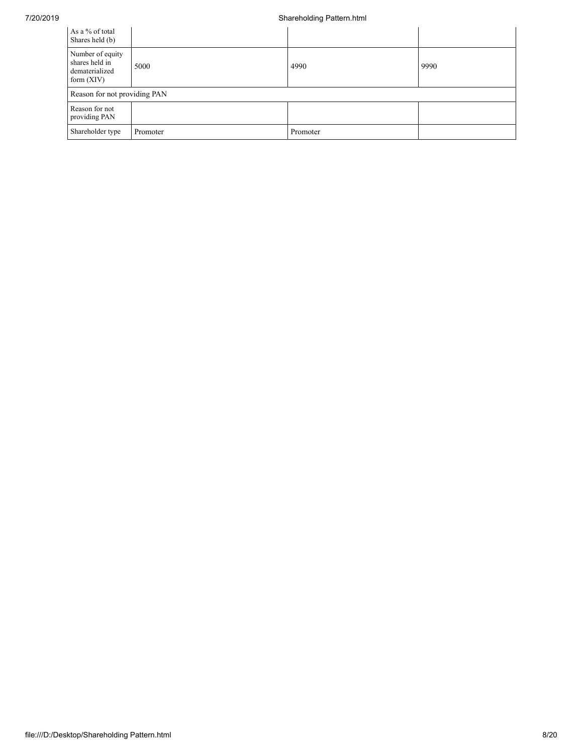| | | | |
|---|---|---|---|
| As a % of total Shares held (b) | | | |
| Number of equity shares held in dematerialized form (XIV) | 5000 | 4990 | 9990 |
| Reason for not providing PAN | | | |
| Reason for not providing PAN | | | |
| Shareholder type | Promoter | Promoter | |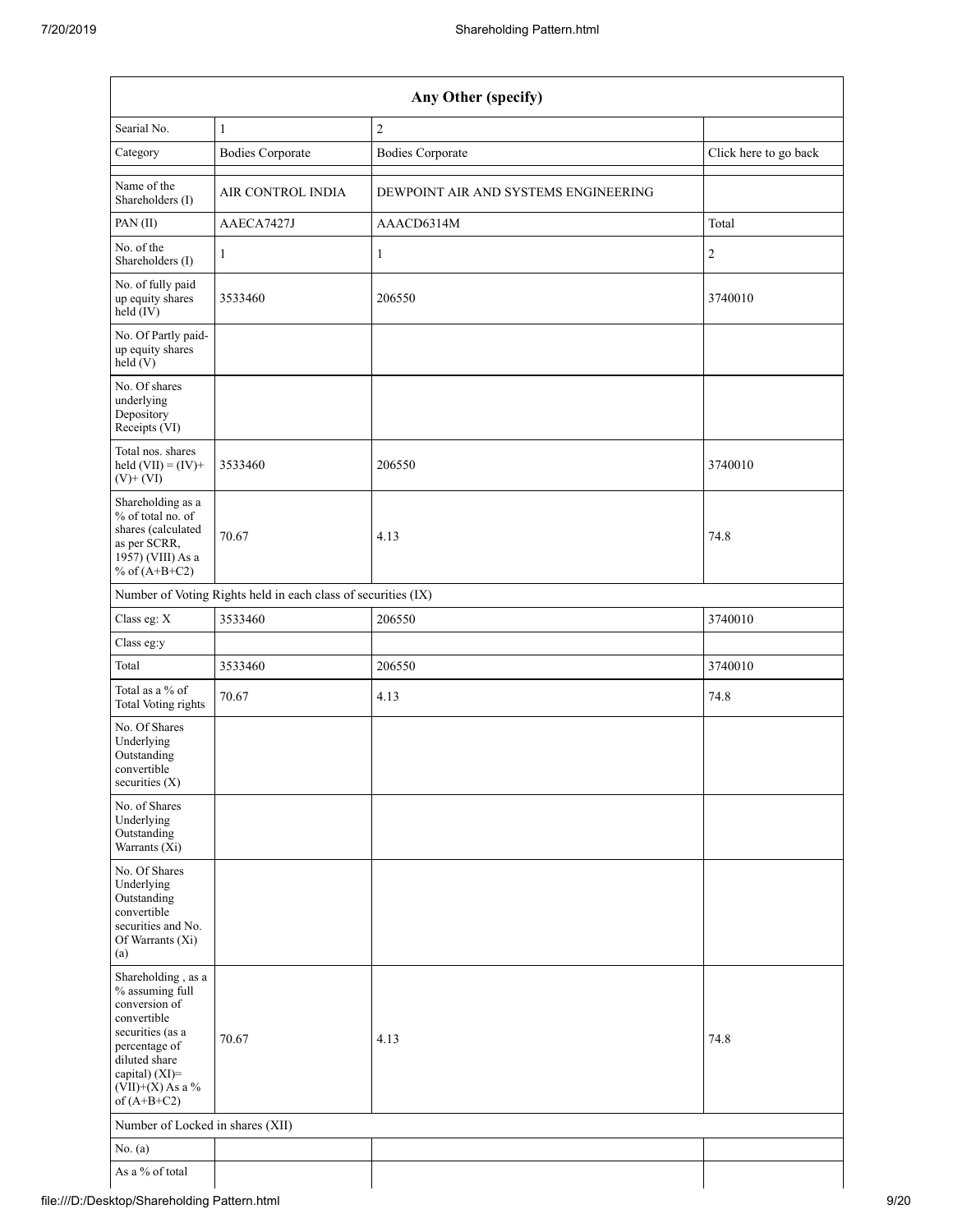| Any Other (specify) | | | |
|---|---|---|---|
| Searial No. | 1 | 2 | |
| Category | Bodies Corporate | Bodies Corporate | Click here to go back |
| Name of the Shareholders (I) | AIR CONTROL INDIA | DEWPOINT AIR AND SYSTEMS ENGINEERING | |
| PAN (II) | AAECA7427J | AAACD6314M | Total |
| No. of the Shareholders (I) | 1 | 1 | 2 |
| No. of fully paid up equity shares held (IV) | 3533460 | 206550 | 3740010 |
| No. Of Partly paid-up equity shares held (V) | | | |
| No. Of shares underlying Depository Receipts (VI) | | | |
| Total nos. shares held (VII) = (IV)+(V)+ (VI) | 3533460 | 206550 | 3740010 |
| Shareholding as a % of total no. of shares (calculated as per SCRR, 1957) (VIII) As a % of (A+B+C2) | 70.67 | 4.13 | 74.8 |
| Number of Voting Rights held in each class of securities (IX) | | | |
| Class eg: X | 3533460 | 206550 | 3740010 |
| Class eg:y | | | |
| Total | 3533460 | 206550 | 3740010 |
| Total as a % of Total Voting rights | 70.67 | 4.13 | 74.8 |
| No. Of Shares Underlying Outstanding convertible securities (X) | | | |
| No. of Shares Underlying Outstanding Warrants (Xi) | | | |
| No. Of Shares Underlying Outstanding convertible securities and No. Of Warrants (Xi) (a) | | | |
| Shareholding , as a % assuming full conversion of convertible securities (as a percentage of diluted share capital) (XI)= (VII)+(X) As a % of (A+B+C2) | 70.67 | 4.13 | 74.8 |
| Number of Locked in shares (XII) | | | |
| No. (a) | | | |
| As a % of total | | | |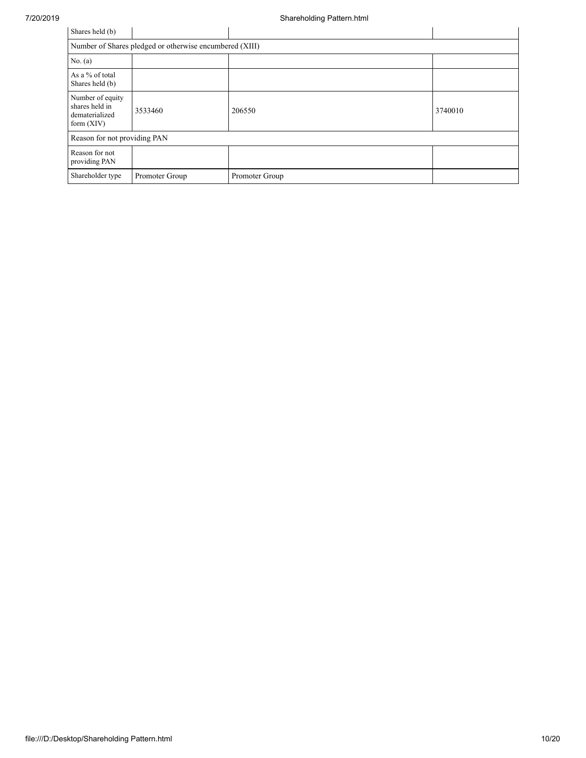| | | | |
|---|---|---|---|
| Shares held (b) | | | |
| Number of Shares pledged or otherwise encumbered (XIII) | | | |
| No. (a) | | | |
| As a % of total Shares held (b) | | | |
| Number of equity shares held in dematerialized form (XIV) | 3533460 | 206550 | 3740010 |
| Reason for not providing PAN | | | |
| Reason for not providing PAN | | | |
| Shareholder type | Promoter Group | Promoter Group | |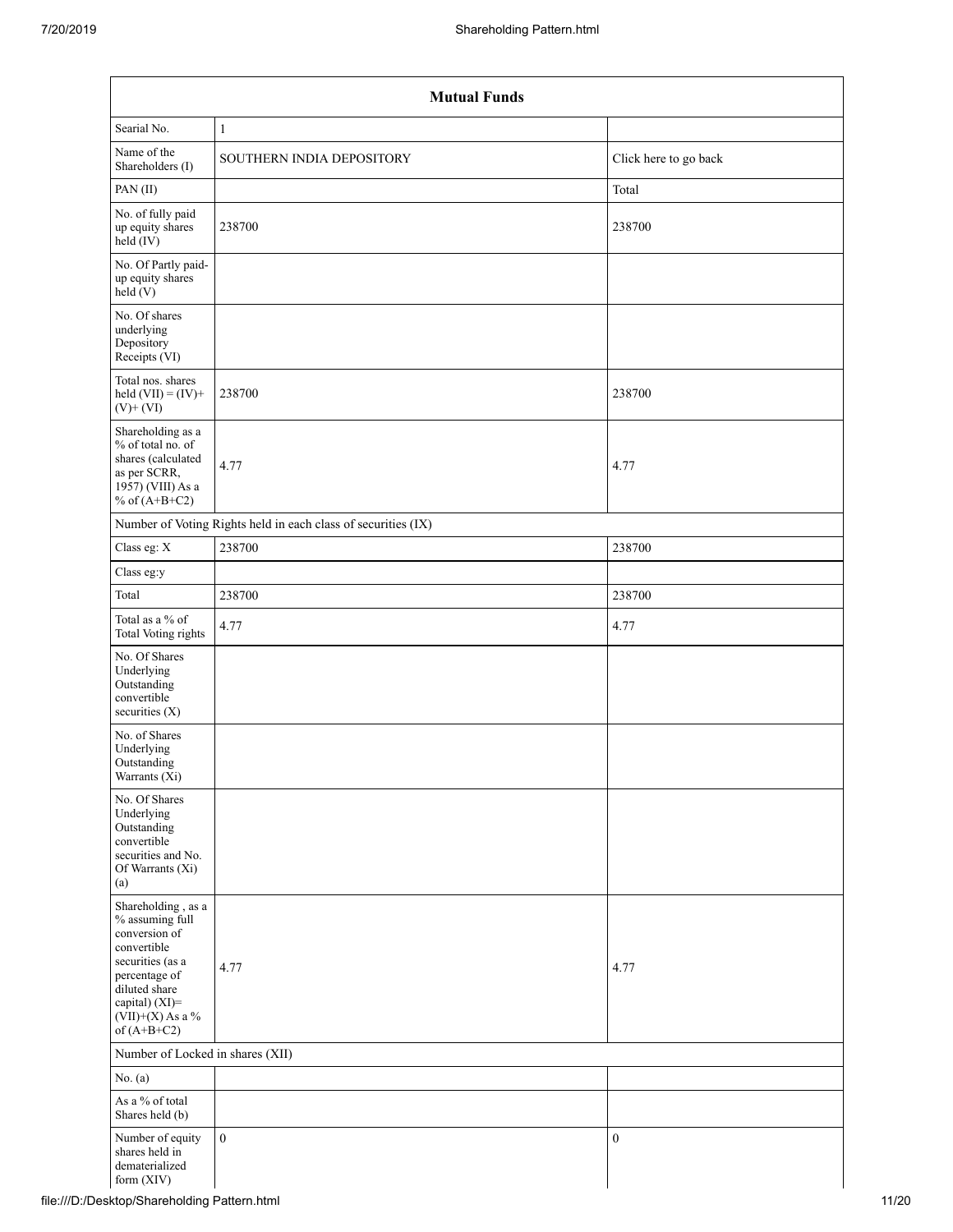| Mutual Funds | | |
|---|---|---|
| Searial No. | 1 | |
| Name of the Shareholders (I) | SOUTHERN INDIA DEPOSITORY | Click here to go back |
| PAN (II) | | Total |
| No. of fully paid up equity shares held (IV) | 238700 | 238700 |
| No. Of Partly paid-up equity shares held (V) | | |
| No. Of shares underlying Depository Receipts (VI) | | |
| Total nos. shares held (VII) = (IV)+ (V)+ (VI) | 238700 | 238700 |
| Shareholding as a % of total no. of shares (calculated as per SCRR, 1957) (VIII) As a % of (A+B+C2) | 4.77 | 4.77 |
| Number of Voting Rights held in each class of securities (IX) | | |
| Class eg: X | 238700 | 238700 |
| Class eg:y | | |
| Total | 238700 | 238700 |
| Total as a % of Total Voting rights | 4.77 | 4.77 |
| No. Of Shares Underlying Outstanding convertible securities (X) | | |
| No. of Shares Underlying Outstanding Warrants (Xi) | | |
| No. Of Shares Underlying Outstanding convertible securities and No. Of Warrants (Xi) (a) | | |
| Shareholding , as a % assuming full conversion of convertible securities (as a percentage of diluted share capital) (XI)= (VII)+(X) As a % of (A+B+C2) | 4.77 | 4.77 |
| Number of Locked in shares (XII) | | |
| No. (a) | | |
| As a % of total Shares held (b) | | |
| Number of equity shares held in dematerialized form (XIV) | 0 | 0 |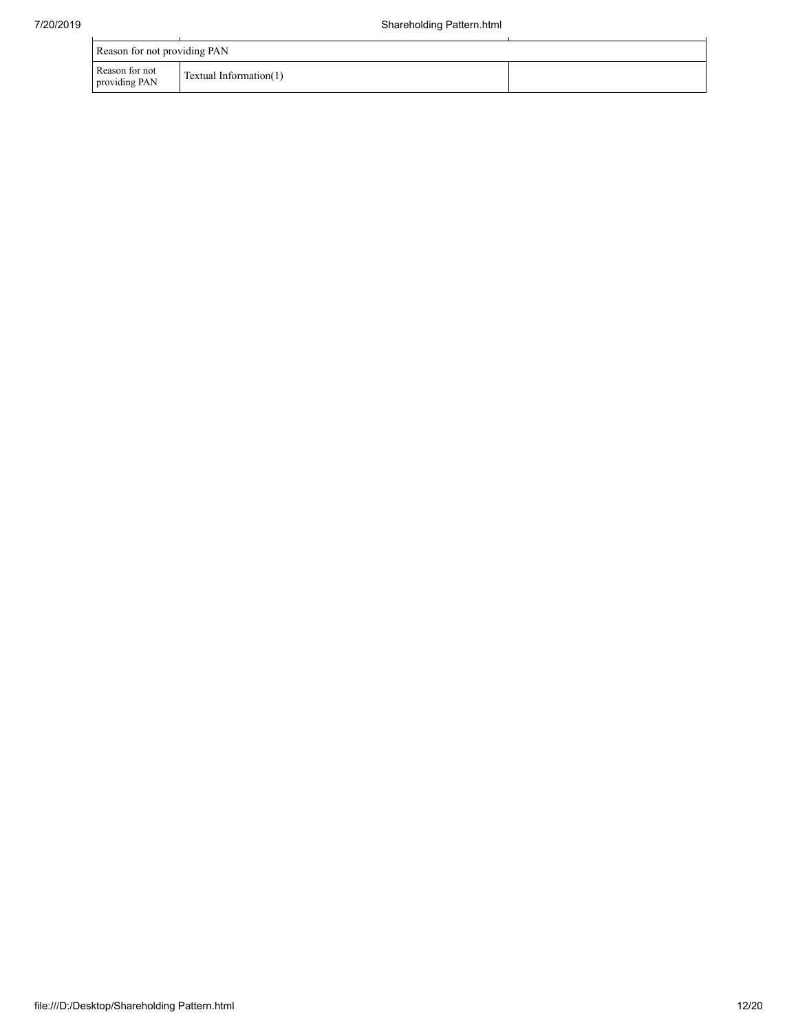| | | |
|---|---|---|
| Reason for not providing PAN | | |
| Reason for not providing PAN | Textual Information(1) | |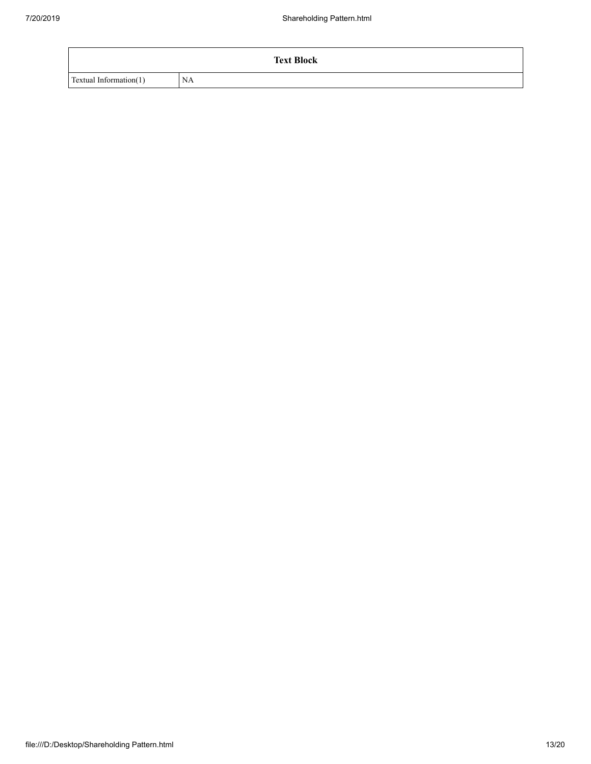| Text Block | |
|---|---|
| Textual Information(1) | NA |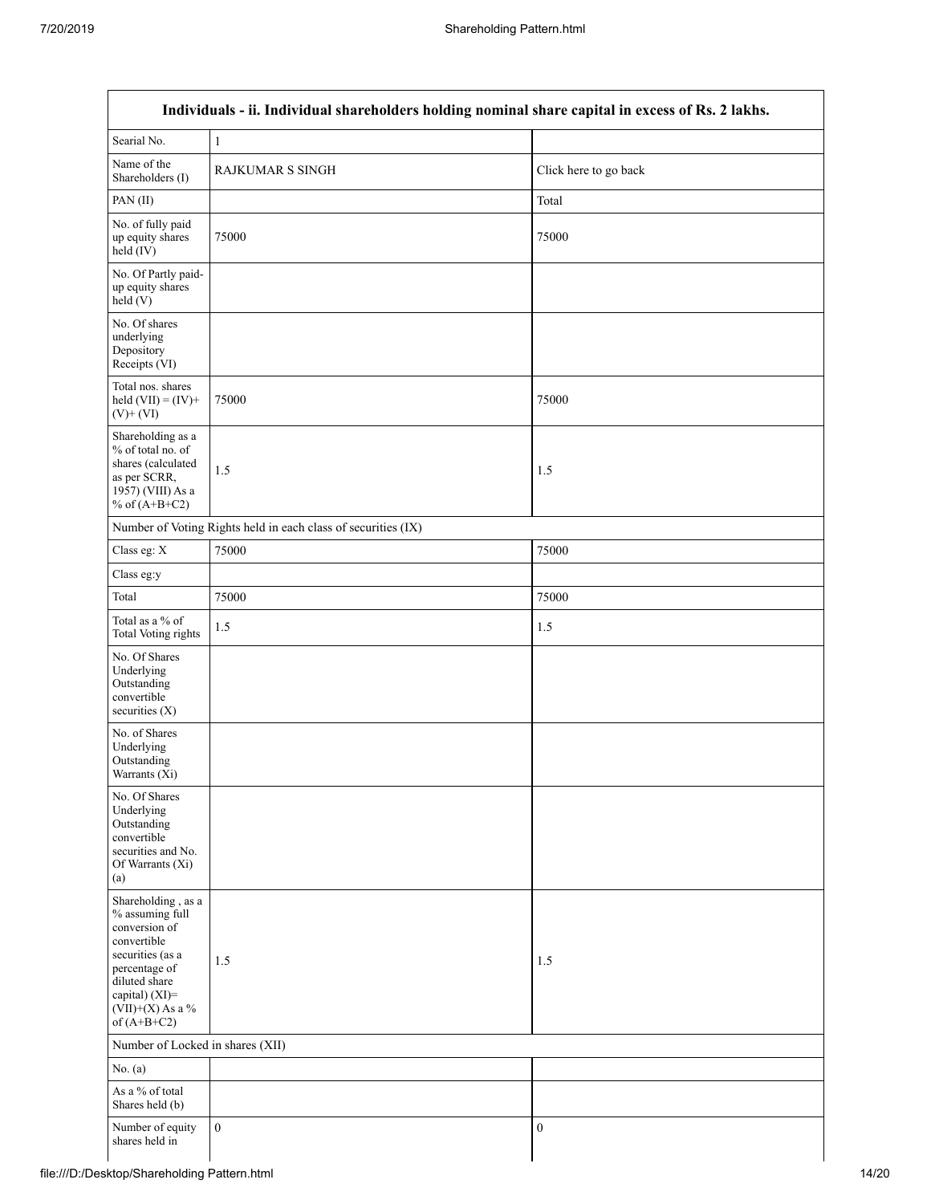| Individuals - ii. Individual shareholders holding nominal share capital in excess of Rs. 2 lakhs. | | |
|---|---|---|
| Searial No. | 1 | |
| Name of the Shareholders (I) | RAJKUMAR S SINGH | Click here to go back |
| PAN (II) | | Total |
| No. of fully paid up equity shares held (IV) | 75000 | 75000 |
| No. Of Partly paid-up equity shares held (V) | | |
| No. Of shares underlying Depository Receipts (VI) | | |
| Total nos. shares held (VII) = (IV)+ (V)+ (VI) | 75000 | 75000 |
| Shareholding as a % of total no. of shares (calculated as per SCRR, 1957) (VIII) As a % of (A+B+C2) | 1.5 | 1.5 |
| Number of Voting Rights held in each class of securities (IX) | | |
| Class eg: X | 75000 | 75000 |
| Class eg:y | | |
| Total | 75000 | 75000 |
| Total as a % of Total Voting rights | 1.5 | 1.5 |
| No. Of Shares Underlying Outstanding convertible securities (X) | | |
| No. of Shares Underlying Outstanding Warrants (Xi) | | |
| No. Of Shares Underlying Outstanding convertible securities and No. Of Warrants (Xi) (a) | | |
| Shareholding , as a % assuming full conversion of convertible securities (as a percentage of diluted share capital) (XI)= (VII)+(X) As a % of (A+B+C2) | 1.5 | 1.5 |
| Number of Locked in shares (XII) | | |
| No. (a) | | |
| As a % of total Shares held (b) | | |
| Number of equity shares held in | 0 | 0 |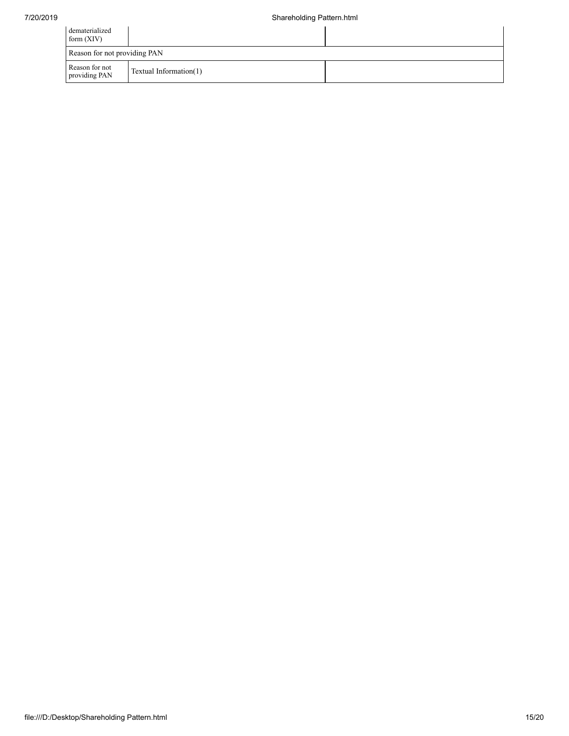| | | |
|---|---|---|
| dematerialized form (XIV) | | |
| Reason for not providing PAN | | |
| Reason for not providing PAN | Textual Information(1) | |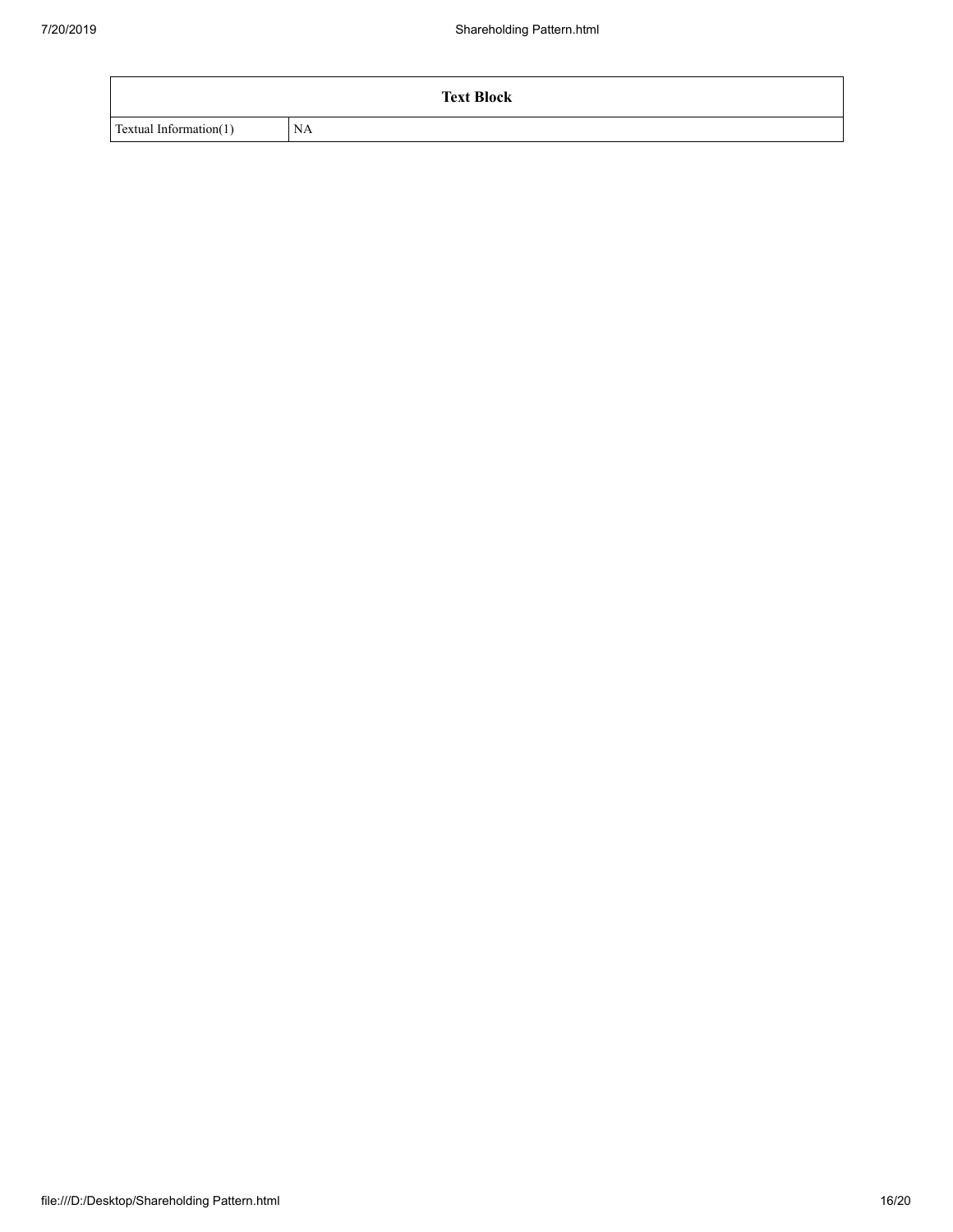| Text Block | |
|---|---|
| Textual Information(1) | NA |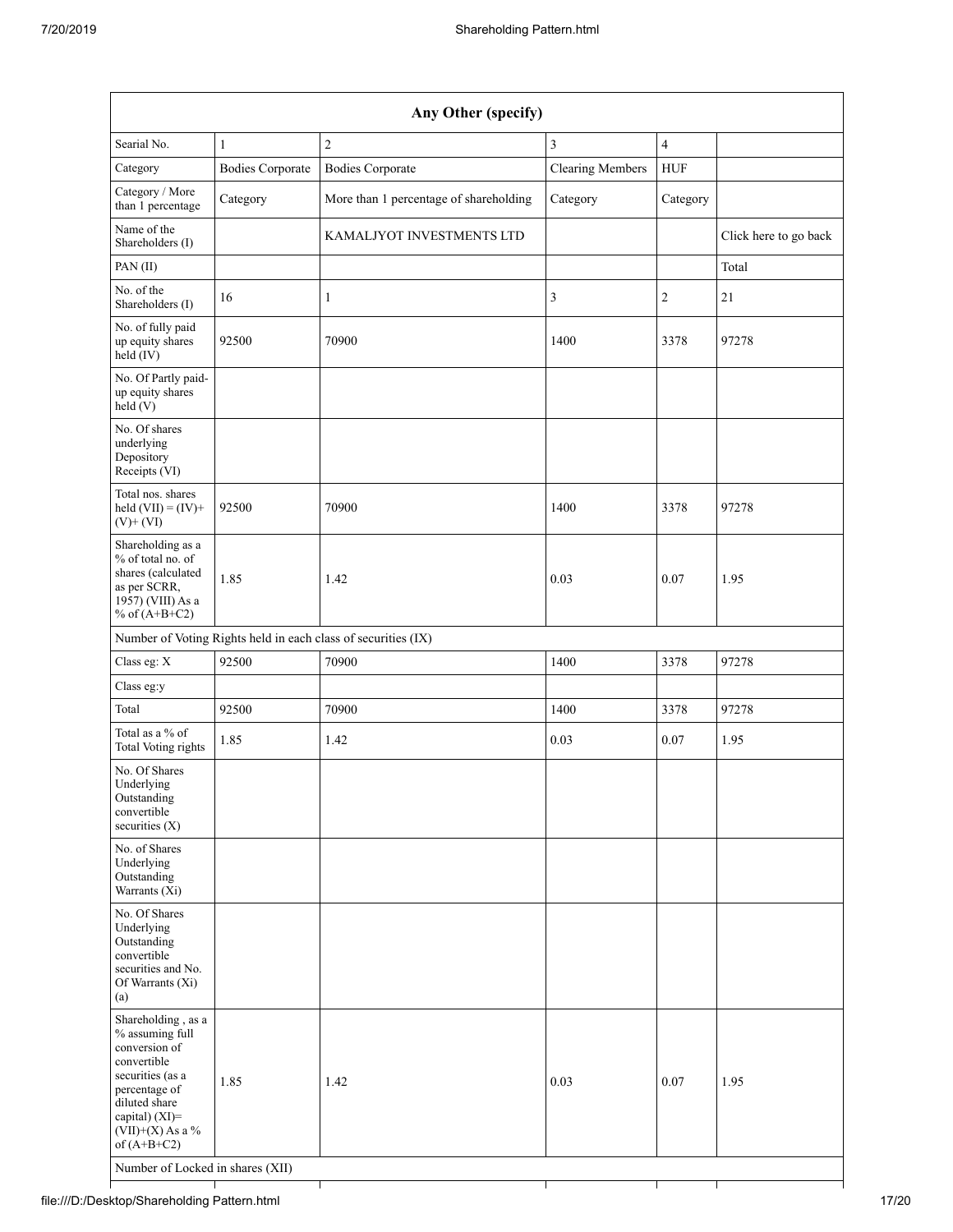| Any Other (specify) | | | | | |
|---|---|---|---|---|---|
| Searial No. | 1 | 2 | 3 | 4 | |
| Category | Bodies Corporate | Bodies Corporate | Clearing Members | HUF | |
| Category / More than 1 percentage | Category | More than 1 percentage of shareholding | Category | Category | |
| Name of the Shareholders (I) | | KAMALJYOT INVESTMENTS LTD | | | Click here to go back |
| PAN (II) | | | | | Total |
| No. of the Shareholders (I) | 16 | 1 | 3 | 2 | 21 |
| No. of fully paid up equity shares held (IV) | 92500 | 70900 | 1400 | 3378 | 97278 |
| No. Of Partly paid-up equity shares held (V) | | | | | |
| No. Of shares underlying Depository Receipts (VI) | | | | | |
| Total nos. shares held (VII) = (IV)+ (V)+ (VI) | 92500 | 70900 | 1400 | 3378 | 97278 |
| Shareholding as a % of total no. of shares (calculated as per SCRR, 1957) (VIII) As a % of (A+B+C2) | 1.85 | 1.42 | 0.03 | 0.07 | 1.95 |
| Number of Voting Rights held in each class of securities (IX) | | | | | |
| Class eg: X | 92500 | 70900 | 1400 | 3378 | 97278 |
| Class eg:y | | | | | |
| Total | 92500 | 70900 | 1400 | 3378 | 97278 |
| Total as a % of Total Voting rights | 1.85 | 1.42 | 0.03 | 0.07 | 1.95 |
| No. Of Shares Underlying Outstanding convertible securities (X) | | | | | |
| No. of Shares Underlying Outstanding Warrants (Xi) | | | | | |
| No. Of Shares Underlying Outstanding convertible securities and No. Of Warrants (Xi) (a) | | | | | |
| Shareholding , as a % assuming full conversion of convertible securities (as a percentage of diluted share capital) (XI)= (VII)+(X) As a % of (A+B+C2) | 1.85 | 1.42 | 0.03 | 0.07 | 1.95 |
| Number of Locked in shares (XII) | | | | | |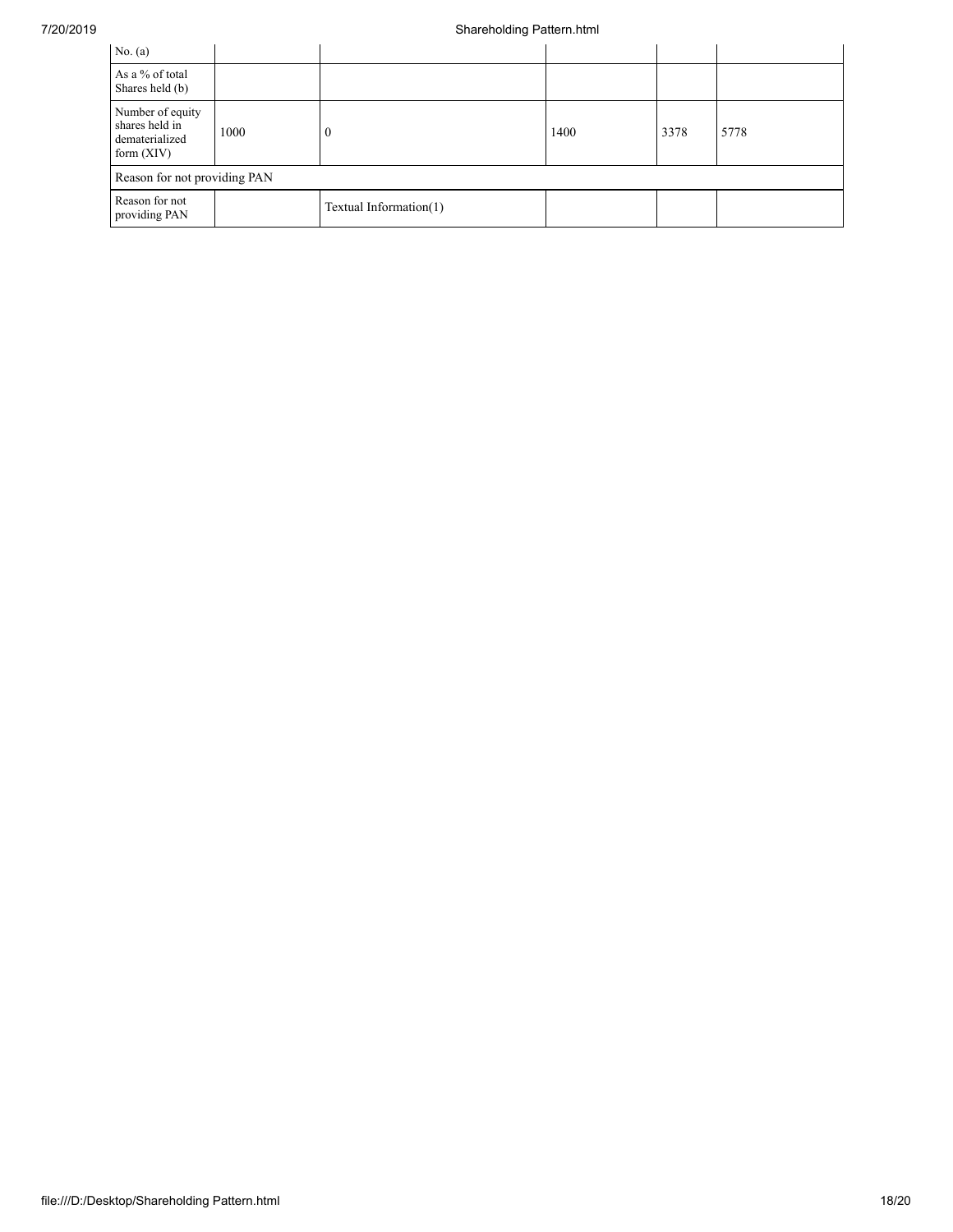| | | | | | |
|---|---|---|---|---|---|
| No. (a) | | | | | |
| As a % of total Shares held (b) | | | | | |
| Number of equity shares held in dematerialized form (XIV) | 1000 | 0 | 1400 | 3378 | 5778 |
| Reason for not providing PAN | | | | | |
| Reason for not providing PAN | | Textual Information(1) | | | |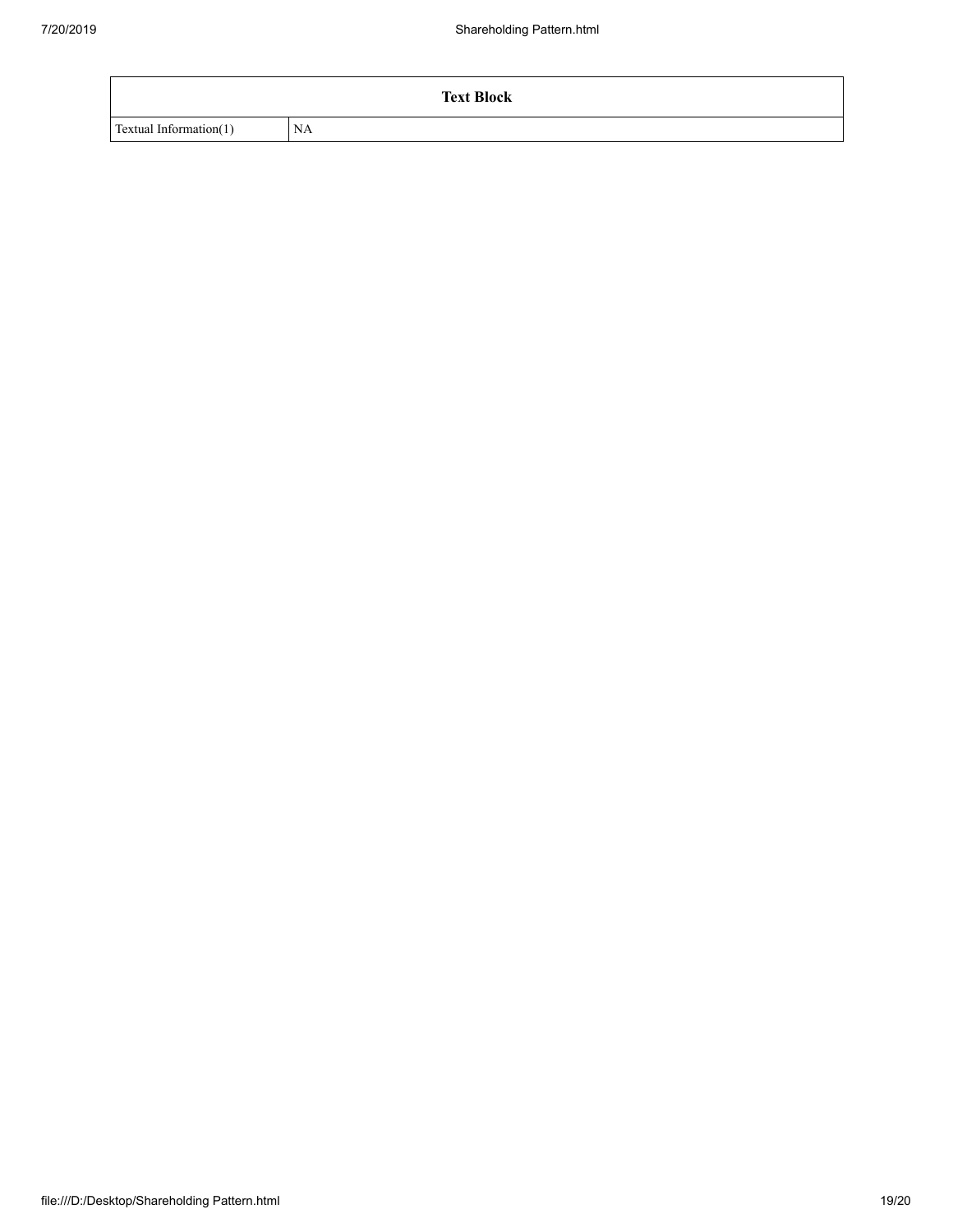| Text Block | |
|---|---|
| Textual Information(1) | NA |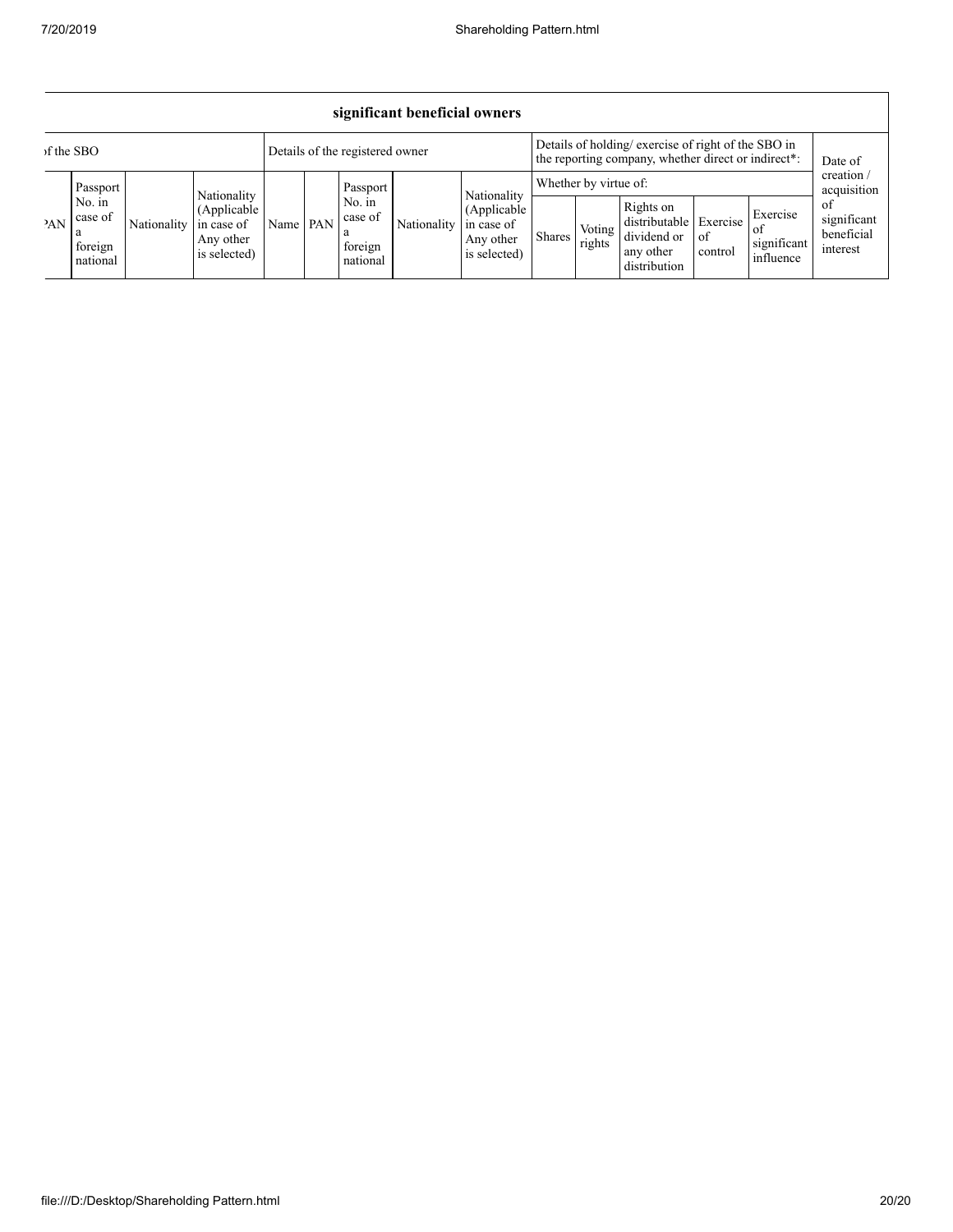| significant beneficial owners | | | | | | | | | | | | | | | |
|---|---|---|---|---|---|---|---|---|---|---|---|---|---|---|---|
| of the SBO | | | | Details of the registered owner | | | | | Details of holding/ exercise of right of the SBO in the reporting company, whether direct or indirect*: | | | | | Date of creation / acquisition of significant beneficial interest |
| | | | | | | | | | Whether by virtue of: | | | | | |
| PAN | Passport No. in case of a foreign national | Nationality | Nationality (Applicable in case of Any other is selected) | Name | PAN | Passport No. in case of a foreign national | Nationality | Nationality (Applicable in case of Any other is selected) | Shares | Voting rights | Rights on distributable dividend or any other distribution | Exercise of control | Exercise of significant influence | |